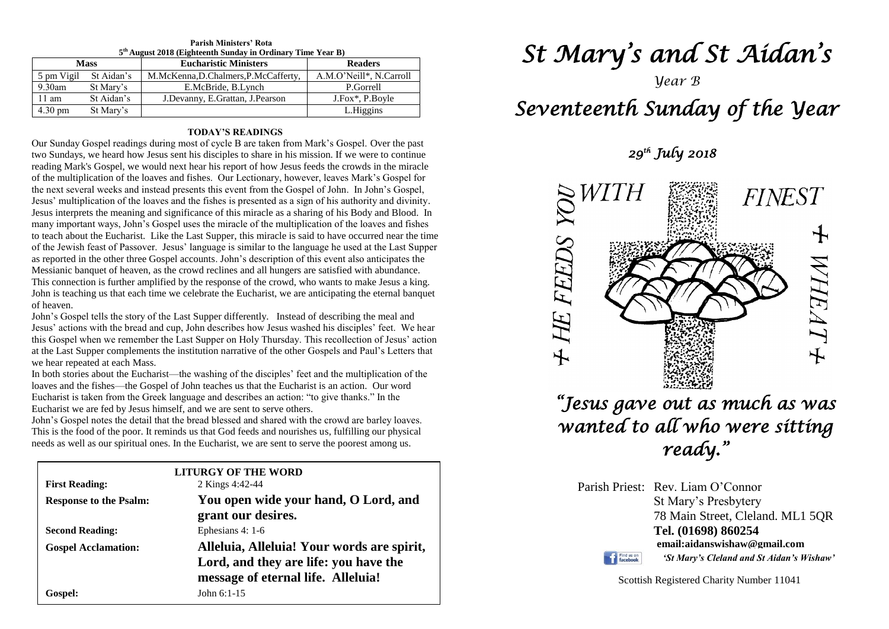**Parish Ministers' Rota**
**5th August 2018 (Eighteenth Sunday in Ordinary Time Year B)**

| Mass | | Eucharistic Ministers | Readers |
|---|---|---|---|
| 5 pm Vigil | St Aidan's | M.McKenna,D.Chalmers,P.McCafferty, | A.M.O'Neill*, N.Carroll |
| 9.30am | St Mary's | E.McBride, B.Lynch | P.Gorrell |
| 11 am | St Aidan's | J.Devanny, E.Grattan, J.Pearson | J.Fox*, P.Boyle |
| 4.30 pm | St Mary's | | L.Higgins |

## TODAY'S READINGS

Our Sunday Gospel readings during most of cycle B are taken from Mark's Gospel. Over the past two Sundays, we heard how Jesus sent his disciples to share in his mission. If we were to continue reading Mark's Gospel, we would next hear his report of how Jesus feeds the crowds in the miracle of the multiplication of the loaves and fishes. Our Lectionary, however, leaves Mark's Gospel for the next several weeks and instead presents this event from the Gospel of John. In John's Gospel, Jesus' multiplication of the loaves and the fishes is presented as a sign of his authority and divinity. Jesus interprets the meaning and significance of this miracle as a sharing of his Body and Blood. In many important ways, John's Gospel uses the miracle of the multiplication of the loaves and fishes to teach about the Eucharist. Like the Last Supper, this miracle is said to have occurred near the time of the Jewish feast of Passover. Jesus' language is similar to the language he used at the Last Supper as reported in the other three Gospel accounts. John's description of this event also anticipates the Messianic banquet of heaven, as the crowd reclines and all hungers are satisfied with abundance. This connection is further amplified by the response of the crowd, who wants to make Jesus a king. John is teaching us that each time we celebrate the Eucharist, we are anticipating the eternal banquet of heaven.

John's Gospel tells the story of the Last Supper differently. Instead of describing the meal and Jesus' actions with the bread and cup, John describes how Jesus washed his disciples' feet. We hear this Gospel when we remember the Last Supper on Holy Thursday. This recollection of Jesus' action at the Last Supper complements the institution narrative of the other Gospels and Paul's Letters that we hear repeated at each Mass.

In both stories about the Eucharist—the washing of the disciples' feet and the multiplication of the loaves and the fishes—the Gospel of John teaches us that the Eucharist is an action. Our word Eucharist is taken from the Greek language and describes an action: "to give thanks." In the Eucharist we are fed by Jesus himself, and we are sent to serve others.

John's Gospel notes the detail that the bread blessed and shared with the crowd are barley loaves. This is the food of the poor. It reminds us that God feeds and nourishes us, fulfilling our physical needs as well as our spiritual ones. In the Eucharist, we are sent to serve the poorest among us.

**LITURGY OF THE WORD**

| | |
|---|---|
| **First Reading:** | 2 Kings 4:42-44 |
| **Response to the Psalm:** | **You open wide your hand, O Lord, and grant our desires.** |
| **Second Reading:** | Ephesians 4: 1-6 |
| **Gospel Acclamation:** | **Alleluia, Alleluia! Your words are spirit, Lord, and they are life: you have the message of eternal life. Alleluia!** |
| **Gospel:** | John 6:1-15 |

# *St Mary's and St Aidan's*

*Year B*

# *Seventeenth Sunday of the Year*

*29th July 2018*

+ HE FEEDS YOU WITH FINEST WHEAT +

*"Jesus gave out as much as was wanted to all who were sitting ready."*

Parish Priest: Rev. Liam O'Connor
St Mary's Presbytery
78 Main Street, Cleland. ML1 5QR
**Tel. (01698) 860254**
**email:aidanswishaw@gmail.com**
*'St Mary's Cleland and St Aidan's Wishaw'*

Scottish Registered Charity Number 11041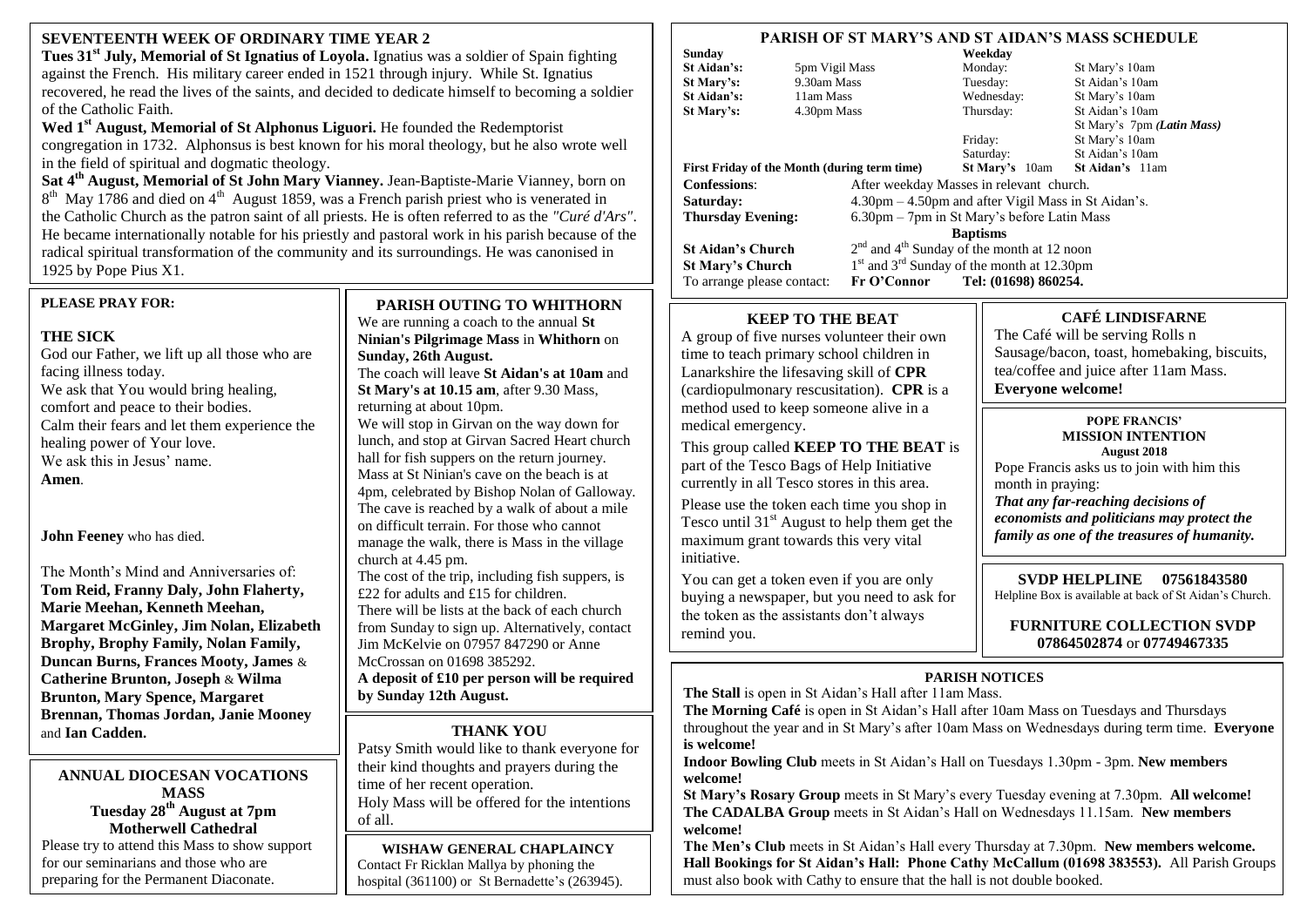## SEVENTEENTH WEEK OF ORDINARY TIME YEAR 2

**Tues 31st July, Memorial of St Ignatius of Loyola.** Ignatius was a soldier of Spain fighting against the French. His military career ended in 1521 through injury. While St. Ignatius recovered, he read the lives of the saints, and decided to dedicate himself to becoming a soldier of the Catholic Faith.

**Wed 1st August, Memorial of St Alphonus Liguori.** He founded the Redemptorist congregation in 1732. Alphonsus is best known for his moral theology, but he also wrote well in the field of spiritual and dogmatic theology.

**Sat 4th August, Memorial of St John Mary Vianney.** Jean-Baptiste-Marie Vianney, born on 8th May 1786 and died on 4th August 1859, was a French parish priest who is venerated in the Catholic Church as the patron saint of all priests. He is often referred to as the *"Curé d'Ars"*. He became internationally notable for his priestly and pastoral work in his parish because of the radical spiritual transformation of the community and its surroundings. He was canonised in 1925 by Pope Pius X1.

## PARISH OF ST MARY'S AND ST AIDAN'S MASS SCHEDULE

| Sunday | | Weekday | |
|---|---|---|---|
| **St Aidan's:** | 5pm Vigil Mass | Monday: | St Mary's 10am |
| **St Mary's:** | 9.30am Mass | Tuesday: | St Aidan's 10am |
| **St Aidan's:** | 11am Mass | Wednesday: | St Mary's 10am |
| **St Mary's:** | 4.30pm Mass | Thursday: | St Aidan's 10am<br>St Mary's 7pm *(Latin Mass)* |
| | | Friday: | St Mary's 10am |
| | | Saturday: | St Aidan's 10am |
| **First Friday of the Month (during term time)** | | **St Mary's** 10am | **St Aidan's** 11am |

**Confessions**: After weekday Masses in relevant church.
**Saturday:** 4.30pm – 4.50pm and after Vigil Mass in St Aidan's.
**Thursday Evening:** 6.30pm – 7pm in St Mary's before Latin Mass

**Baptisms**

**St Aidan's Church** 2nd and 4th Sunday of the month at 12 noon
**St Mary's Church** 1st and 3rd Sunday of the month at 12.30pm
To arrange please contact: **Fr O'Connor** **Tel: (01698) 860254.**

## PLEASE PRAY FOR:

**THE SICK**

God our Father, we lift up all those who are facing illness today.
We ask that You would bring healing, comfort and peace to their bodies.
Calm their fears and let them experience the healing power of Your love.
We ask this in Jesus' name.
**Amen**.

**John Feeney** who has died.

The Month's Mind and Anniversaries of: **Tom Reid, Franny Daly, John Flaherty, Marie Meehan, Kenneth Meehan, Margaret McGinley, Jim Nolan, Elizabeth Brophy, Brophy Family, Nolan Family, Duncan Burns, Frances Mooty, James** & **Catherine Brunton, Joseph** & **Wilma Brunton, Mary Spence, Margaret Brennan, Thomas Jordan, Janie Mooney** and **Ian Cadden.**

## ANNUAL DIOCESAN VOCATIONS MASS
### Tuesday 28th August at 7pm
### Motherwell Cathedral

Please try to attend this Mass to show support for our seminarians and those who are preparing for the Permanent Diaconate.

## PARISH OUTING TO WHITHORN

We are running a coach to the annual **St Ninian's Pilgrimage Mass** in **Whithorn** on **Sunday, 26th August.**

The coach will leave **St Aidan's at 10am** and **St Mary's at 10.15 am**, after 9.30 Mass, returning at about 10pm.

We will stop in Girvan on the way down for lunch, and stop at Girvan Sacred Heart church hall for fish suppers on the return journey. Mass at St Ninian's cave on the beach is at 4pm, celebrated by Bishop Nolan of Galloway. The cave is reached by a walk of about a mile on difficult terrain. For those who cannot manage the walk, there is Mass in the village church at 4.45 pm.

The cost of the trip, including fish suppers, is £22 for adults and £15 for children.

There will be lists at the back of each church from Sunday to sign up. Alternatively, contact Jim McKelvie on 07957 847290 or Anne McCrossan on 01698 385292.

**A deposit of £10 per person will be required by Sunday 12th August.**

## THANK YOU

Patsy Smith would like to thank everyone for their kind thoughts and prayers during the time of her recent operation.
Holy Mass will be offered for the intentions of all.

## WISHAW GENERAL CHAPLAINCY

Contact Fr Ricklan Mallya by phoning the hospital (361100) or St Bernadette's (263945).

## KEEP TO THE BEAT

A group of five nurses volunteer their own time to teach primary school children in Lanarkshire the lifesaving skill of **CPR** (cardiopulmonary rescusitation). **CPR** is a method used to keep someone alive in a medical emergency.

This group called **KEEP TO THE BEAT** is part of the Tesco Bags of Help Initiative currently in all Tesco stores in this area.

Please use the token each time you shop in Tesco until 31st August to help them get the maximum grant towards this very vital initiative.

You can get a token even if you are only buying a newspaper, but you need to ask for the token as the assistants don't always remind you.

## CAFÉ LINDISFARNE

The Café will be serving Rolls n Sausage/bacon, toast, homebaking, biscuits, tea/coffee and juice after 11am Mass.
**Everyone welcome!**

## POPE FRANCIS' MISSION INTENTION
### August 2018

Pope Francis asks us to join with him this month in praying:
***That any far-reaching decisions of economists and politicians may protect the family as one of the treasures of humanity.***

## SVDP HELPLINE 07561843580

Helpline Box is available at back of St Aidan's Church.

## FURNITURE COLLECTION SVDP 07864502874 or 07749467335

## PARISH NOTICES

**The Stall** is open in St Aidan's Hall after 11am Mass.
**The Morning Café** is open in St Aidan's Hall after 10am Mass on Tuesdays and Thursdays throughout the year and in St Mary's after 10am Mass on Wednesdays during term time. **Everyone is welcome!**
**Indoor Bowling Club** meets in St Aidan's Hall on Tuesdays 1.30pm - 3pm. **New members welcome!**
**St Mary's Rosary Group** meets in St Mary's every Tuesday evening at 7.30pm. **All welcome!**
**The CADALBA Group** meets in St Aidan's Hall on Wednesdays 11.15am. **New members welcome!**
**The Men's Club** meets in St Aidan's Hall every Thursday at 7.30pm. **New members welcome.**
**Hall Bookings for St Aidan's Hall: Phone Cathy McCallum (01698 383553).** All Parish Groups must also book with Cathy to ensure that the hall is not double booked.